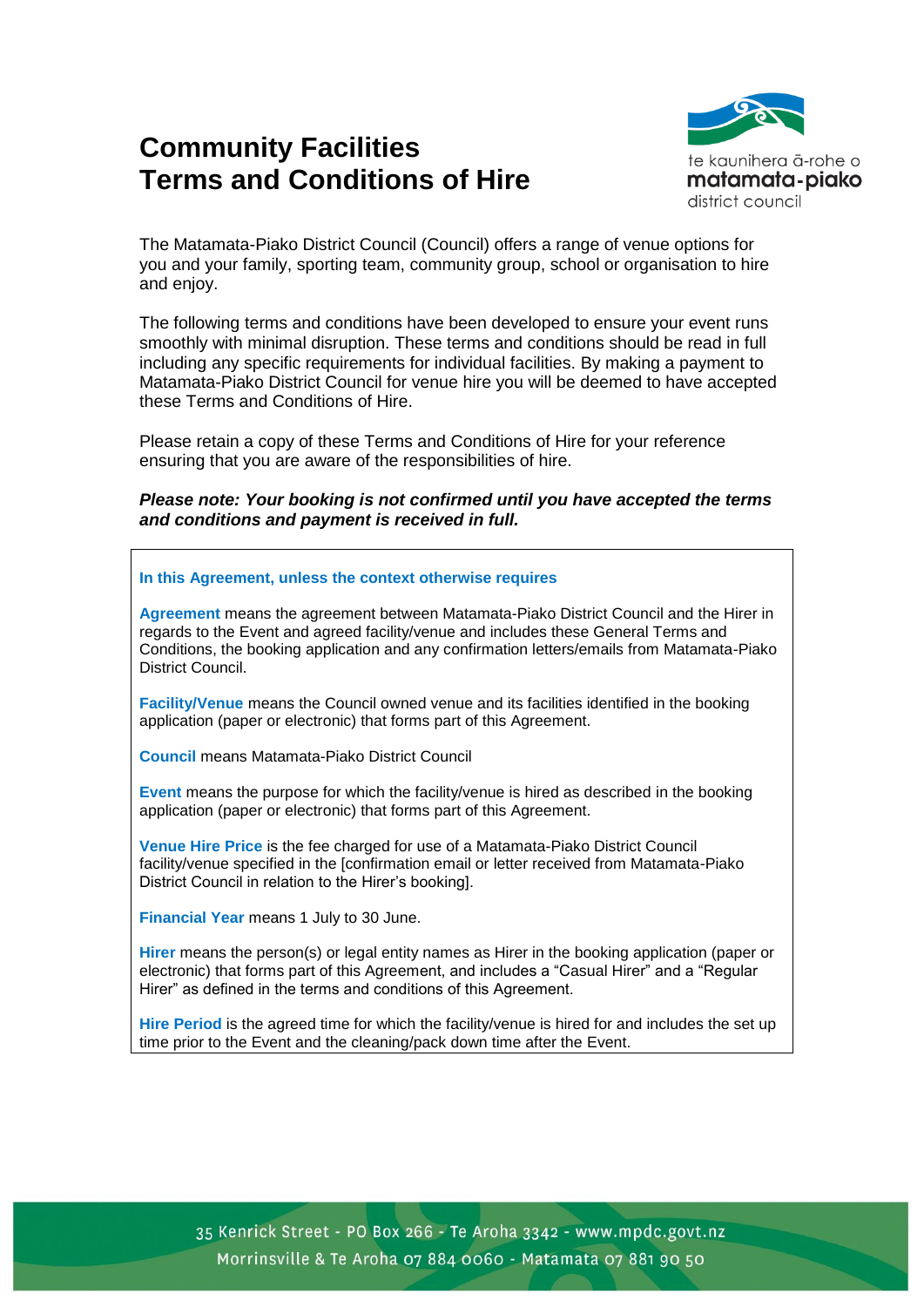# Community Facilities Terms and Conditions of Hire

te kaunihera ā-rohe o **matamata-piako** district council

The Matamata-Piako District Council (Council) offers a range of venue options for you and your family, sporting team, community group, school or organisation to hire and enjoy.

The following terms and conditions have been developed to ensure your event runs smoothly with minimal disruption. These terms and conditions should be read in full including any specific requirements for individual facilities. By making a payment to Matamata-Piako District Council for venue hire you will be deemed to have accepted these Terms and Conditions of Hire.

Please retain a copy of these Terms and Conditions of Hire for your reference ensuring that you are aware of the responsibilities of hire.

***Please note: Your booking is not confirmed until you have accepted the terms and conditions and payment is received in full.***

**In this Agreement, unless the context otherwise requires**

**Agreement** means the agreement between Matamata-Piako District Council and the Hirer in regards to the Event and agreed facility/venue and includes these General Terms and Conditions, the booking application and any confirmation letters/emails from Matamata-Piako District Council.

**Facility/Venue** means the Council owned venue and its facilities identified in the booking application (paper or electronic) that forms part of this Agreement.

**Council** means Matamata-Piako District Council

**Event** means the purpose for which the facility/venue is hired as described in the booking application (paper or electronic) that forms part of this Agreement.

**Venue Hire Price** is the fee charged for use of a Matamata-Piako District Council facility/venue specified in the [confirmation email or letter received from Matamata-Piako District Council in relation to the Hirer's booking].

**Financial Year** means 1 July to 30 June.

**Hirer** means the person(s) or legal entity names as Hirer in the booking application (paper or electronic) that forms part of this Agreement, and includes a "Casual Hirer" and a "Regular Hirer" as defined in the terms and conditions of this Agreement.

**Hire Period** is the agreed time for which the facility/venue is hired for and includes the set up time prior to the Event and the cleaning/pack down time after the Event.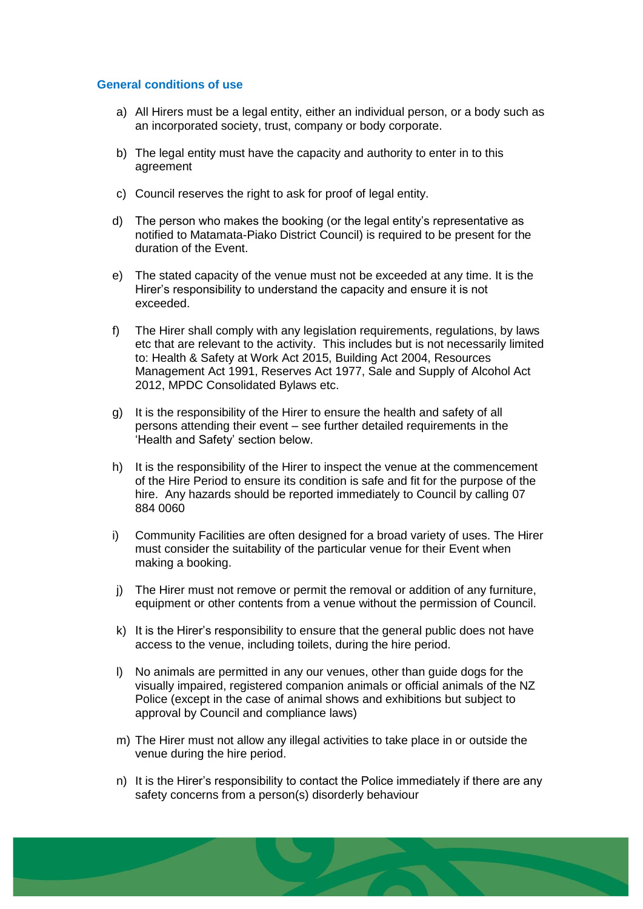### General conditions of use

a) All Hirers must be a legal entity, either an individual person, or a body such as an incorporated society, trust, company or body corporate.

b) The legal entity must have the capacity and authority to enter in to this agreement

c) Council reserves the right to ask for proof of legal entity.

d) The person who makes the booking (or the legal entity's representative as notified to Matamata-Piako District Council) is required to be present for the duration of the Event.

e) The stated capacity of the venue must not be exceeded at any time. It is the Hirer's responsibility to understand the capacity and ensure it is not exceeded.

f) The Hirer shall comply with any legislation requirements, regulations, by laws etc that are relevant to the activity. This includes but is not necessarily limited to: Health & Safety at Work Act 2015, Building Act 2004, Resources Management Act 1991, Reserves Act 1977, Sale and Supply of Alcohol Act 2012, MPDC Consolidated Bylaws etc.

g) It is the responsibility of the Hirer to ensure the health and safety of all persons attending their event – see further detailed requirements in the 'Health and Safety' section below.

h) It is the responsibility of the Hirer to inspect the venue at the commencement of the Hire Period to ensure its condition is safe and fit for the purpose of the hire. Any hazards should be reported immediately to Council by calling 07 884 0060

i) Community Facilities are often designed for a broad variety of uses. The Hirer must consider the suitability of the particular venue for their Event when making a booking.

j) The Hirer must not remove or permit the removal or addition of any furniture, equipment or other contents from a venue without the permission of Council.

k) It is the Hirer's responsibility to ensure that the general public does not have access to the venue, including toilets, during the hire period.

l) No animals are permitted in any our venues, other than guide dogs for the visually impaired, registered companion animals or official animals of the NZ Police (except in the case of animal shows and exhibitions but subject to approval by Council and compliance laws)

m) The Hirer must not allow any illegal activities to take place in or outside the venue during the hire period.

n) It is the Hirer's responsibility to contact the Police immediately if there are any safety concerns from a person(s) disorderly behaviour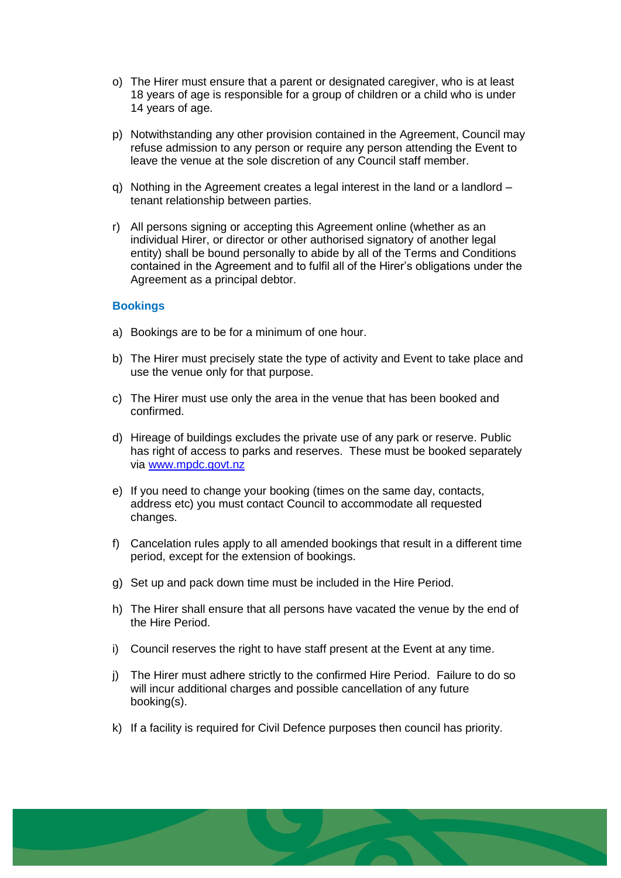o) The Hirer must ensure that a parent or designated caregiver, who is at least 18 years of age is responsible for a group of children or a child who is under 14 years of age.

p) Notwithstanding any other provision contained in the Agreement, Council may refuse admission to any person or require any person attending the Event to leave the venue at the sole discretion of any Council staff member.

q) Nothing in the Agreement creates a legal interest in the land or a landlord – tenant relationship between parties.

r) All persons signing or accepting this Agreement online (whether as an individual Hirer, or director or other authorised signatory of another legal entity) shall be bound personally to abide by all of the Terms and Conditions contained in the Agreement and to fulfil all of the Hirer's obligations under the Agreement as a principal debtor.

### Bookings

a) Bookings are to be for a minimum of one hour.

b) The Hirer must precisely state the type of activity and Event to take place and use the venue only for that purpose.

c) The Hirer must use only the area in the venue that has been booked and confirmed.

d) Hireage of buildings excludes the private use of any park or reserve. Public has right of access to parks and reserves. These must be booked separately via [www.mpdc.govt.nz](http://www.mpdc.govt.nz)

e) If you need to change your booking (times on the same day, contacts, address etc) you must contact Council to accommodate all requested changes.

f) Cancelation rules apply to all amended bookings that result in a different time period, except for the extension of bookings.

g) Set up and pack down time must be included in the Hire Period.

h) The Hirer shall ensure that all persons have vacated the venue by the end of the Hire Period.

i) Council reserves the right to have staff present at the Event at any time.

j) The Hirer must adhere strictly to the confirmed Hire Period. Failure to do so will incur additional charges and possible cancellation of any future booking(s).

k) If a facility is required for Civil Defence purposes then council has priority.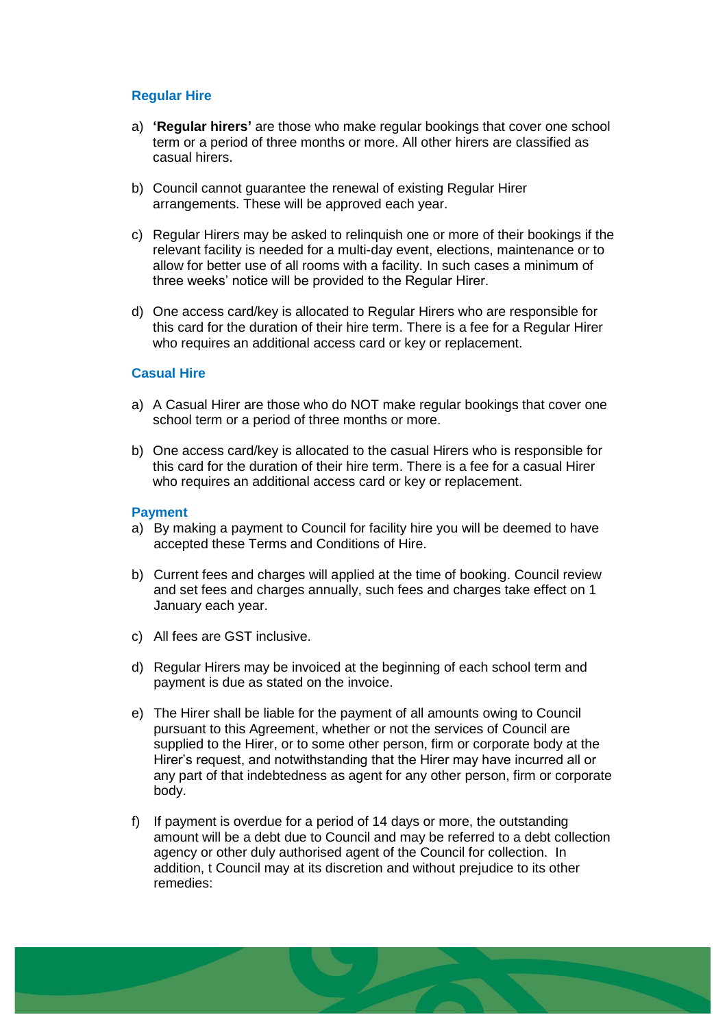### Regular Hire

a) **'Regular hirers'** are those who make regular bookings that cover one school term or a period of three months or more. All other hirers are classified as casual hirers.

b) Council cannot guarantee the renewal of existing Regular Hirer arrangements. These will be approved each year.

c) Regular Hirers may be asked to relinquish one or more of their bookings if the relevant facility is needed for a multi-day event, elections, maintenance or to allow for better use of all rooms with a facility. In such cases a minimum of three weeks' notice will be provided to the Regular Hirer.

d) One access card/key is allocated to Regular Hirers who are responsible for this card for the duration of their hire term. There is a fee for a Regular Hirer who requires an additional access card or key or replacement.

### Casual Hire

a) A Casual Hirer are those who do NOT make regular bookings that cover one school term or a period of three months or more.

b) One access card/key is allocated to the casual Hirers who is responsible for this card for the duration of their hire term. There is a fee for a casual Hirer who requires an additional access card or key or replacement.

### Payment

a) By making a payment to Council for facility hire you will be deemed to have accepted these Terms and Conditions of Hire.

b) Current fees and charges will applied at the time of booking. Council review and set fees and charges annually, such fees and charges take effect on 1 January each year.

c) All fees are GST inclusive.

d) Regular Hirers may be invoiced at the beginning of each school term and payment is due as stated on the invoice.

e) The Hirer shall be liable for the payment of all amounts owing to Council pursuant to this Agreement, whether or not the services of Council are supplied to the Hirer, or to some other person, firm or corporate body at the Hirer's request, and notwithstanding that the Hirer may have incurred all or any part of that indebtedness as agent for any other person, firm or corporate body.

f) If payment is overdue for a period of 14 days or more, the outstanding amount will be a debt due to Council and may be referred to a debt collection agency or other duly authorised agent of the Council for collection. In addition, t Council may at its discretion and without prejudice to its other remedies: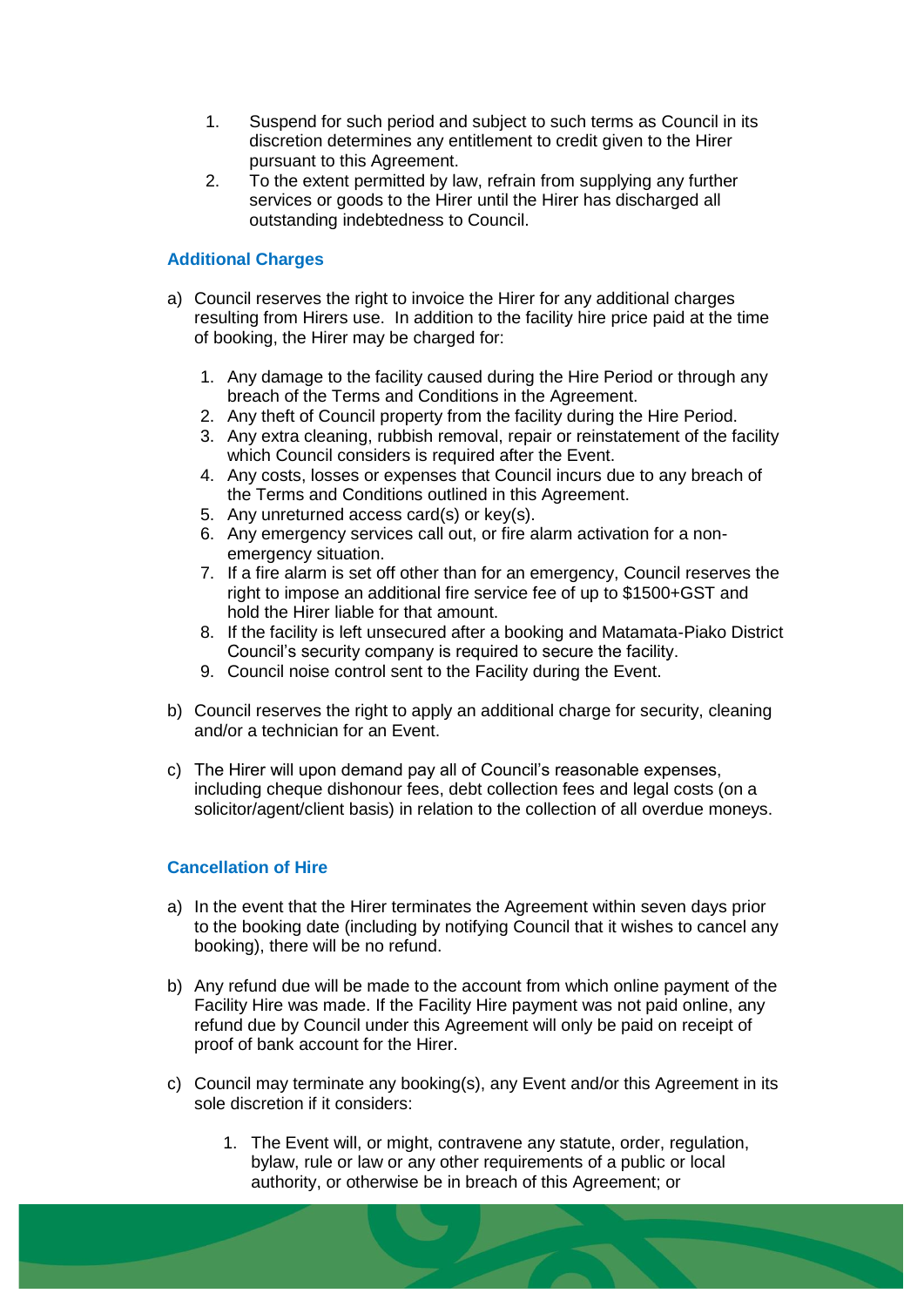1. Suspend for such period and subject to such terms as Council in its discretion determines any entitlement to credit given to the Hirer pursuant to this Agreement.
2. To the extent permitted by law, refrain from supplying any further services or goods to the Hirer until the Hirer has discharged all outstanding indebtedness to Council.

### Additional Charges

a) Council reserves the right to invoice the Hirer for any additional charges resulting from Hirers use. In addition to the facility hire price paid at the time of booking, the Hirer may be charged for:

   1. Any damage to the facility caused during the Hire Period or through any breach of the Terms and Conditions in the Agreement.
   2. Any theft of Council property from the facility during the Hire Period.
   3. Any extra cleaning, rubbish removal, repair or reinstatement of the facility which Council considers is required after the Event.
   4. Any costs, losses or expenses that Council incurs due to any breach of the Terms and Conditions outlined in this Agreement.
   5. Any unreturned access card(s) or key(s).
   6. Any emergency services call out, or fire alarm activation for a non-emergency situation.
   7. If a fire alarm is set off other than for an emergency, Council reserves the right to impose an additional fire service fee of up to $1500+GST and hold the Hirer liable for that amount.
   8. If the facility is left unsecured after a booking and Matamata-Piako District Council's security company is required to secure the facility.
   9. Council noise control sent to the Facility during the Event.

b) Council reserves the right to apply an additional charge for security, cleaning and/or a technician for an Event.

c) The Hirer will upon demand pay all of Council's reasonable expenses, including cheque dishonour fees, debt collection fees and legal costs (on a solicitor/agent/client basis) in relation to the collection of all overdue moneys.

### Cancellation of Hire

a) In the event that the Hirer terminates the Agreement within seven days prior to the booking date (including by notifying Council that it wishes to cancel any booking), there will be no refund.

b) Any refund due will be made to the account from which online payment of the Facility Hire was made. If the Facility Hire payment was not paid online, any refund due by Council under this Agreement will only be paid on receipt of proof of bank account for the Hirer.

c) Council may terminate any booking(s), any Event and/or this Agreement in its sole discretion if it considers:

   1. The Event will, or might, contravene any statute, order, regulation, bylaw, rule or law or any other requirements of a public or local authority, or otherwise be in breach of this Agreement; or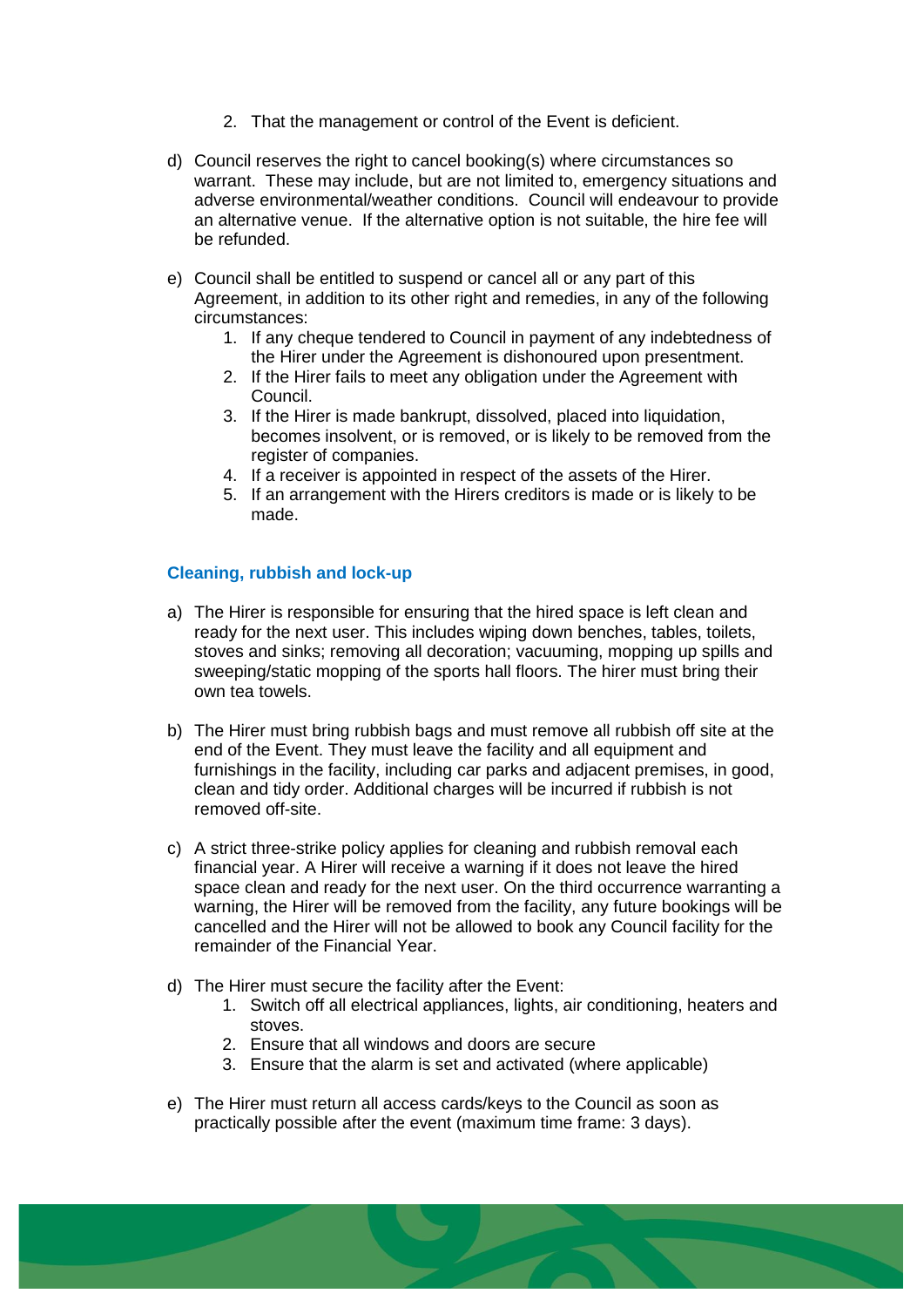2. That the management or control of the Event is deficient.

d) Council reserves the right to cancel booking(s) where circumstances so warrant. These may include, but are not limited to, emergency situations and adverse environmental/weather conditions. Council will endeavour to provide an alternative venue. If the alternative option is not suitable, the hire fee will be refunded.

e) Council shall be entitled to suspend or cancel all or any part of this Agreement, in addition to its other right and remedies, in any of the following circumstances:
   1. If any cheque tendered to Council in payment of any indebtedness of the Hirer under the Agreement is dishonoured upon presentment.
   2. If the Hirer fails to meet any obligation under the Agreement with Council.
   3. If the Hirer is made bankrupt, dissolved, placed into liquidation, becomes insolvent, or is removed, or is likely to be removed from the register of companies.
   4. If a receiver is appointed in respect of the assets of the Hirer.
   5. If an arrangement with the Hirers creditors is made or is likely to be made.

### Cleaning, rubbish and lock-up

a) The Hirer is responsible for ensuring that the hired space is left clean and ready for the next user. This includes wiping down benches, tables, toilets, stoves and sinks; removing all decoration; vacuuming, mopping up spills and sweeping/static mopping of the sports hall floors. The hirer must bring their own tea towels.

b) The Hirer must bring rubbish bags and must remove all rubbish off site at the end of the Event. They must leave the facility and all equipment and furnishings in the facility, including car parks and adjacent premises, in good, clean and tidy order. Additional charges will be incurred if rubbish is not removed off-site.

c) A strict three-strike policy applies for cleaning and rubbish removal each financial year. A Hirer will receive a warning if it does not leave the hired space clean and ready for the next user. On the third occurrence warranting a warning, the Hirer will be removed from the facility, any future bookings will be cancelled and the Hirer will not be allowed to book any Council facility for the remainder of the Financial Year.

d) The Hirer must secure the facility after the Event:
   1. Switch off all electrical appliances, lights, air conditioning, heaters and stoves.
   2. Ensure that all windows and doors are secure
   3. Ensure that the alarm is set and activated (where applicable)

e) The Hirer must return all access cards/keys to the Council as soon as practically possible after the event (maximum time frame: 3 days).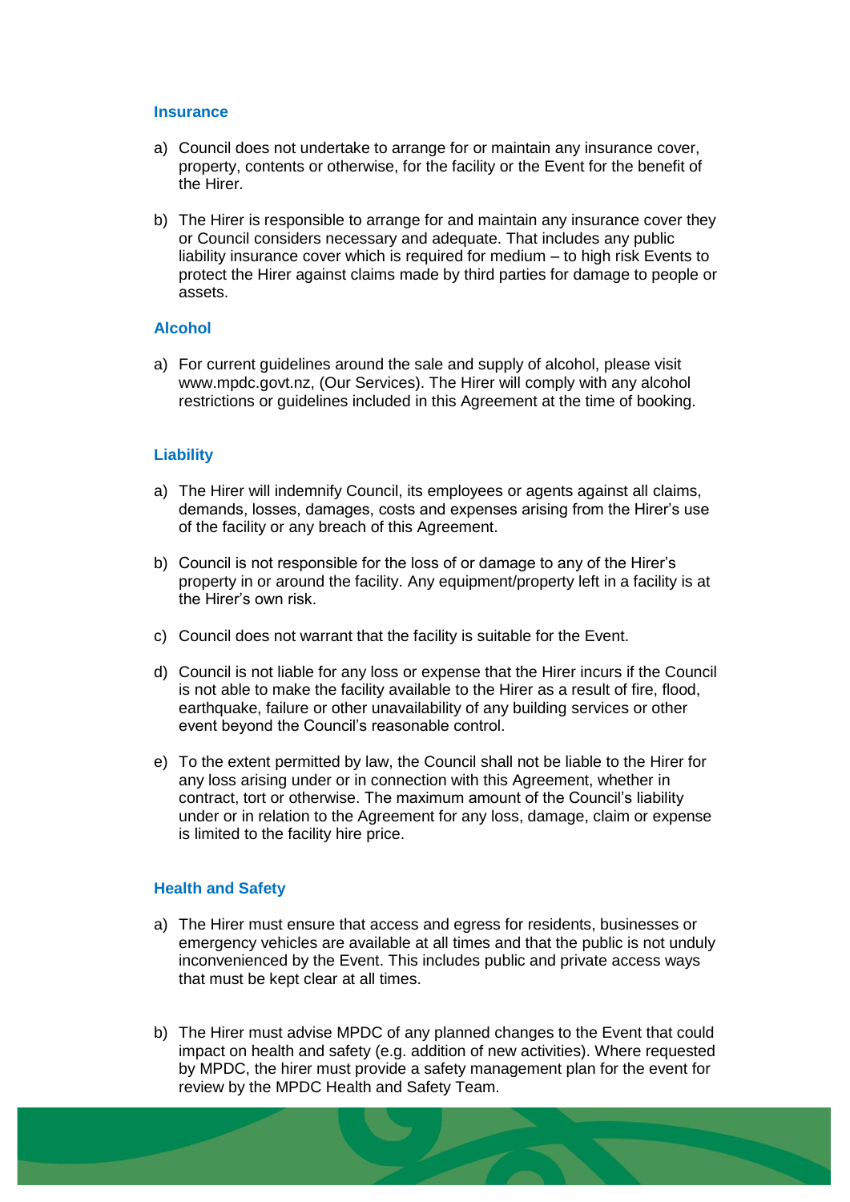## Insurance

a) Council does not undertake to arrange for or maintain any insurance cover, property, contents or otherwise, for the facility or the Event for the benefit of the Hirer.

b) The Hirer is responsible to arrange for and maintain any insurance cover they or Council considers necessary and adequate. That includes any public liability insurance cover which is required for medium – to high risk Events to protect the Hirer against claims made by third parties for damage to people or assets.

## Alcohol

a) For current guidelines around the sale and supply of alcohol, please visit www.mpdc.govt.nz, (Our Services). The Hirer will comply with any alcohol restrictions or guidelines included in this Agreement at the time of booking.

## Liability

a) The Hirer will indemnify Council, its employees or agents against all claims, demands, losses, damages, costs and expenses arising from the Hirer's use of the facility or any breach of this Agreement.

b) Council is not responsible for the loss of or damage to any of the Hirer's property in or around the facility. Any equipment/property left in a facility is at the Hirer's own risk.

c) Council does not warrant that the facility is suitable for the Event.

d) Council is not liable for any loss or expense that the Hirer incurs if the Council is not able to make the facility available to the Hirer as a result of fire, flood, earthquake, failure or other unavailability of any building services or other event beyond the Council's reasonable control.

e) To the extent permitted by law, the Council shall not be liable to the Hirer for any loss arising under or in connection with this Agreement, whether in contract, tort or otherwise. The maximum amount of the Council's liability under or in relation to the Agreement for any loss, damage, claim or expense is limited to the facility hire price.

## Health and Safety

a) The Hirer must ensure that access and egress for residents, businesses or emergency vehicles are available at all times and that the public is not unduly inconvenienced by the Event. This includes public and private access ways that must be kept clear at all times.

b) The Hirer must advise MPDC of any planned changes to the Event that could impact on health and safety (e.g. addition of new activities). Where requested by MPDC, the hirer must provide a safety management plan for the event for review by the MPDC Health and Safety Team.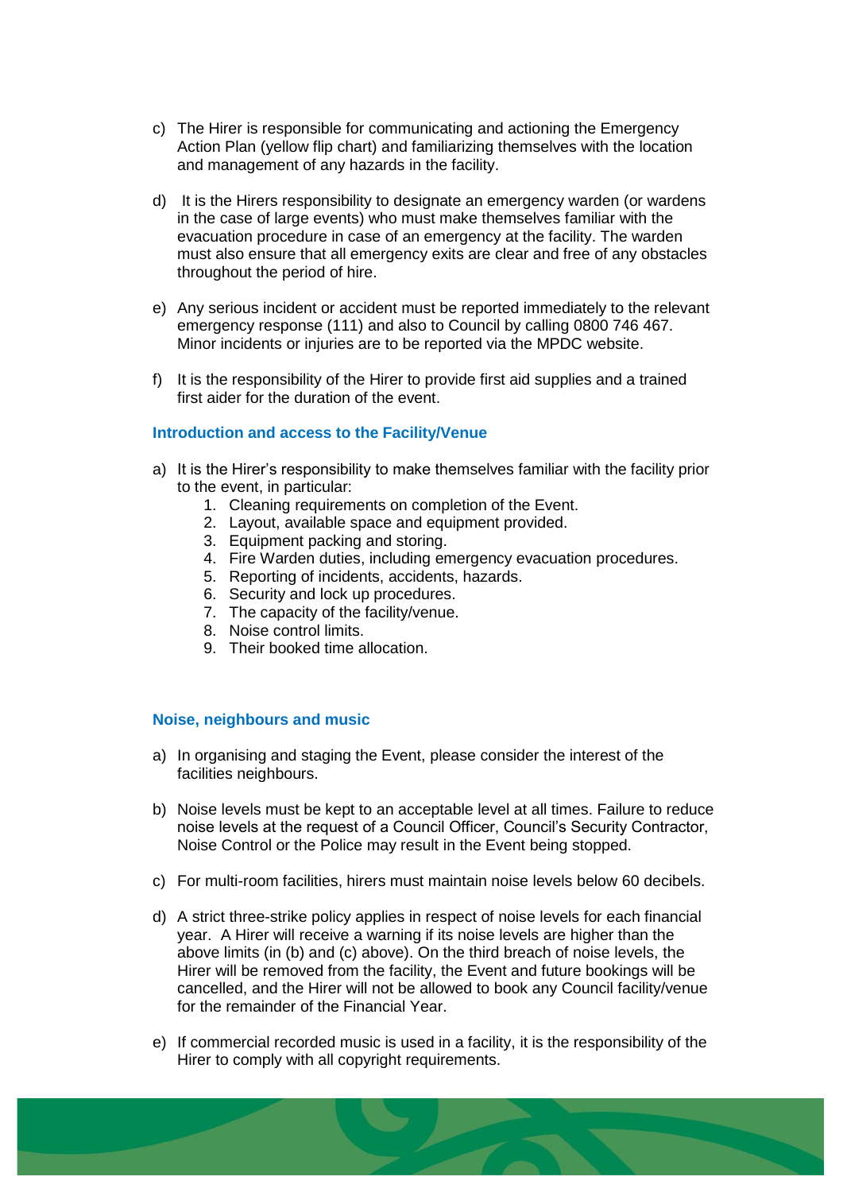c) The Hirer is responsible for communicating and actioning the Emergency Action Plan (yellow flip chart) and familiarizing themselves with the location and management of any hazards in the facility.

d) It is the Hirers responsibility to designate an emergency warden (or wardens in the case of large events) who must make themselves familiar with the evacuation procedure in case of an emergency at the facility. The warden must also ensure that all emergency exits are clear and free of any obstacles throughout the period of hire.

e) Any serious incident or accident must be reported immediately to the relevant emergency response (111) and also to Council by calling 0800 746 467. Minor incidents or injuries are to be reported via the MPDC website.

f) It is the responsibility of the Hirer to provide first aid supplies and a trained first aider for the duration of the event.

### Introduction and access to the Facility/Venue

a) It is the Hirer's responsibility to make themselves familiar with the facility prior to the event, in particular:
   1. Cleaning requirements on completion of the Event.
   2. Layout, available space and equipment provided.
   3. Equipment packing and storing.
   4. Fire Warden duties, including emergency evacuation procedures.
   5. Reporting of incidents, accidents, hazards.
   6. Security and lock up procedures.
   7. The capacity of the facility/venue.
   8. Noise control limits.
   9. Their booked time allocation.

### Noise, neighbours and music

a) In organising and staging the Event, please consider the interest of the facilities neighbours.

b) Noise levels must be kept to an acceptable level at all times. Failure to reduce noise levels at the request of a Council Officer, Council's Security Contractor, Noise Control or the Police may result in the Event being stopped.

c) For multi-room facilities, hirers must maintain noise levels below 60 decibels.

d) A strict three-strike policy applies in respect of noise levels for each financial year. A Hirer will receive a warning if its noise levels are higher than the above limits (in (b) and (c) above). On the third breach of noise levels, the Hirer will be removed from the facility, the Event and future bookings will be cancelled, and the Hirer will not be allowed to book any Council facility/venue for the remainder of the Financial Year.

e) If commercial recorded music is used in a facility, it is the responsibility of the Hirer to comply with all copyright requirements.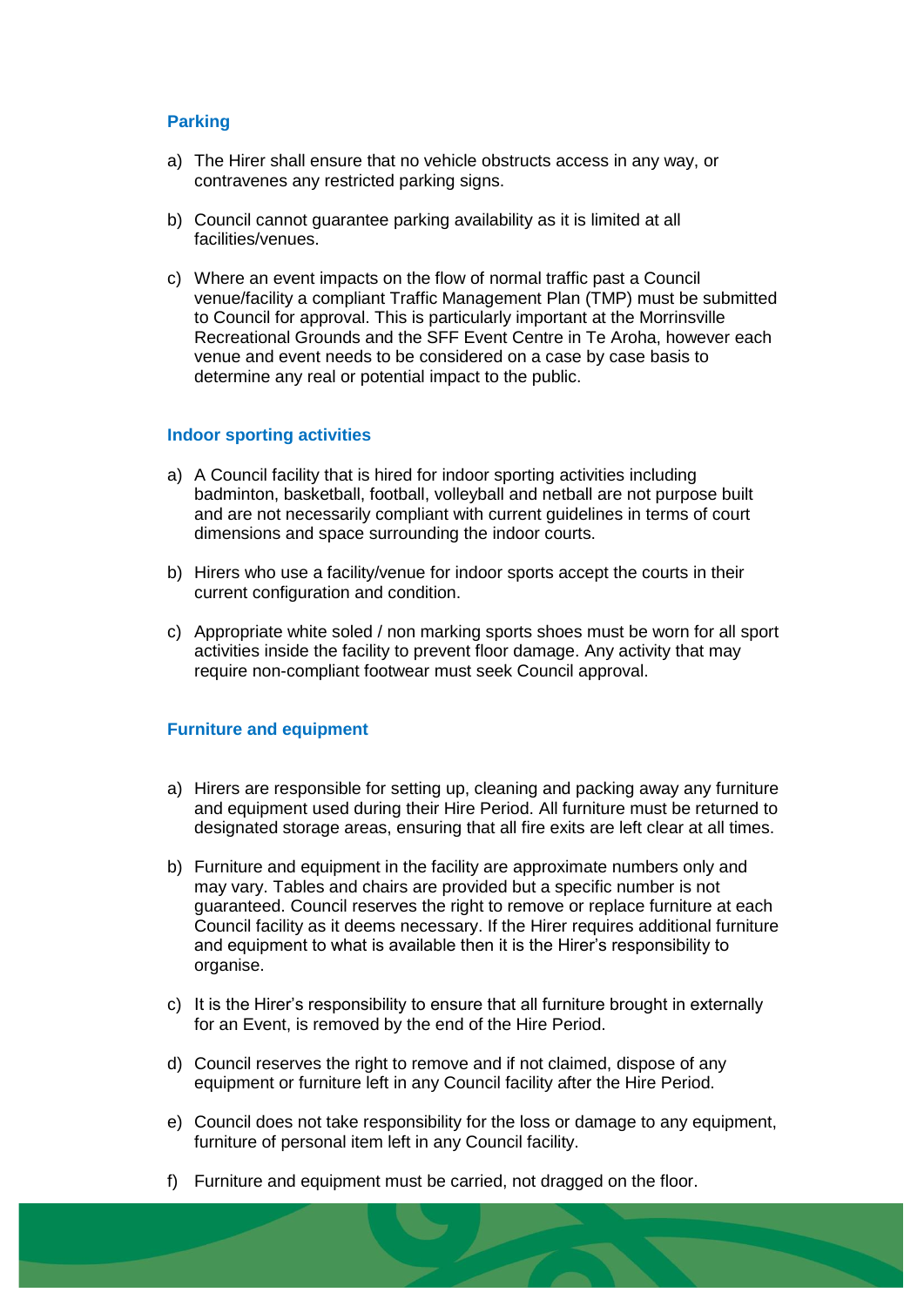## Parking

a) The Hirer shall ensure that no vehicle obstructs access in any way, or contravenes any restricted parking signs.

b) Council cannot guarantee parking availability as it is limited at all facilities/venues.

c) Where an event impacts on the flow of normal traffic past a Council venue/facility a compliant Traffic Management Plan (TMP) must be submitted to Council for approval. This is particularly important at the Morrinsville Recreational Grounds and the SFF Event Centre in Te Aroha, however each venue and event needs to be considered on a case by case basis to determine any real or potential impact to the public.

## Indoor sporting activities

a) A Council facility that is hired for indoor sporting activities including badminton, basketball, football, volleyball and netball are not purpose built and are not necessarily compliant with current guidelines in terms of court dimensions and space surrounding the indoor courts.

b) Hirers who use a facility/venue for indoor sports accept the courts in their current configuration and condition.

c) Appropriate white soled / non marking sports shoes must be worn for all sport activities inside the facility to prevent floor damage. Any activity that may require non-compliant footwear must seek Council approval.

## Furniture and equipment

a) Hirers are responsible for setting up, cleaning and packing away any furniture and equipment used during their Hire Period. All furniture must be returned to designated storage areas, ensuring that all fire exits are left clear at all times.

b) Furniture and equipment in the facility are approximate numbers only and may vary. Tables and chairs are provided but a specific number is not guaranteed. Council reserves the right to remove or replace furniture at each Council facility as it deems necessary. If the Hirer requires additional furniture and equipment to what is available then it is the Hirer's responsibility to organise.

c) It is the Hirer's responsibility to ensure that all furniture brought in externally for an Event, is removed by the end of the Hire Period.

d) Council reserves the right to remove and if not claimed, dispose of any equipment or furniture left in any Council facility after the Hire Period.

e) Council does not take responsibility for the loss or damage to any equipment, furniture of personal item left in any Council facility.

f) Furniture and equipment must be carried, not dragged on the floor.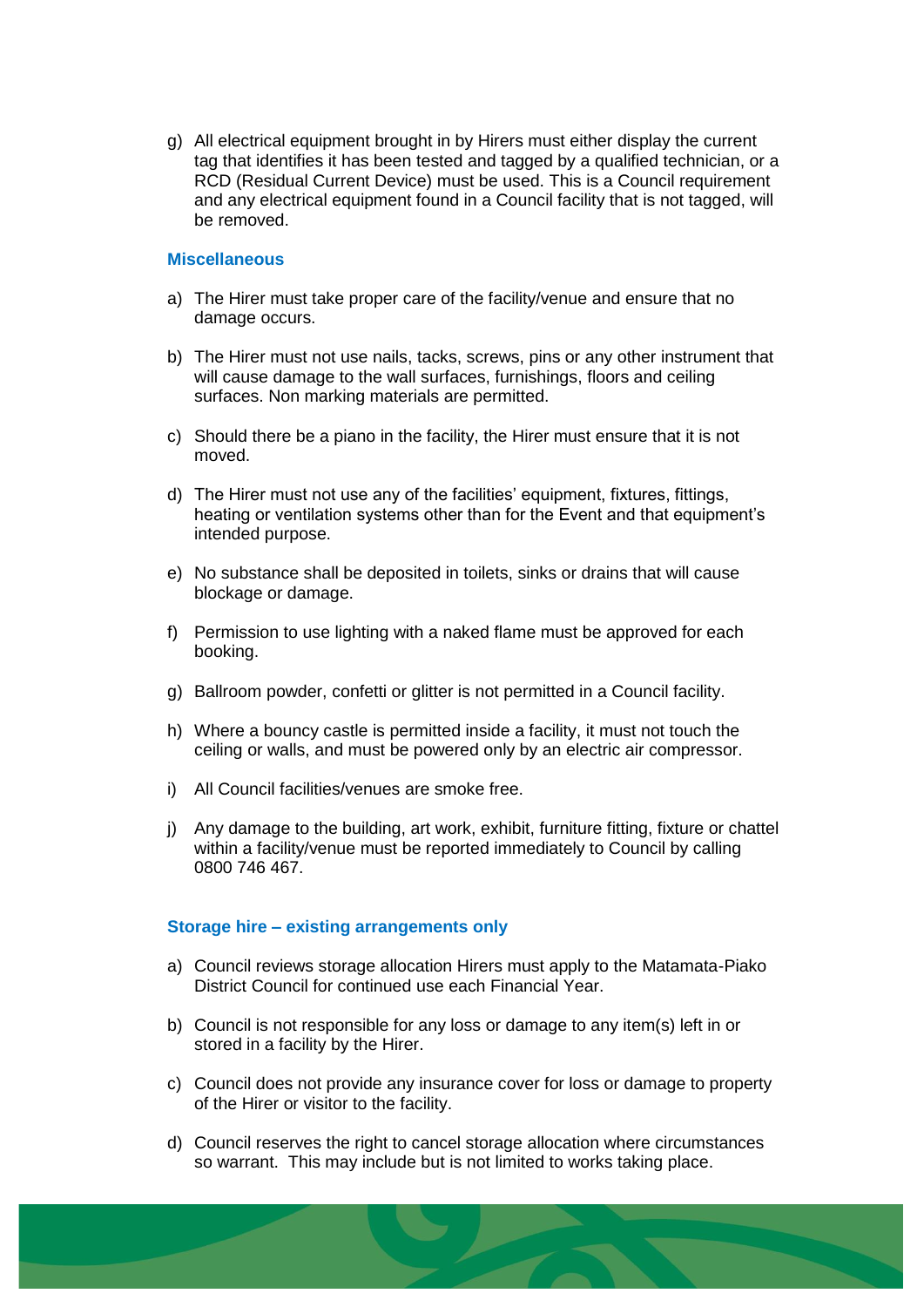g) All electrical equipment brought in by Hirers must either display the current tag that identifies it has been tested and tagged by a qualified technician, or a RCD (Residual Current Device) must be used. This is a Council requirement and any electrical equipment found in a Council facility that is not tagged, will be removed.

### Miscellaneous

a) The Hirer must take proper care of the facility/venue and ensure that no damage occurs.

b) The Hirer must not use nails, tacks, screws, pins or any other instrument that will cause damage to the wall surfaces, furnishings, floors and ceiling surfaces. Non marking materials are permitted.

c) Should there be a piano in the facility, the Hirer must ensure that it is not moved.

d) The Hirer must not use any of the facilities' equipment, fixtures, fittings, heating or ventilation systems other than for the Event and that equipment's intended purpose.

e) No substance shall be deposited in toilets, sinks or drains that will cause blockage or damage.

f) Permission to use lighting with a naked flame must be approved for each booking.

g) Ballroom powder, confetti or glitter is not permitted in a Council facility.

h) Where a bouncy castle is permitted inside a facility, it must not touch the ceiling or walls, and must be powered only by an electric air compressor.

i) All Council facilities/venues are smoke free.

j) Any damage to the building, art work, exhibit, furniture fitting, fixture or chattel within a facility/venue must be reported immediately to Council by calling 0800 746 467.

### Storage hire – existing arrangements only

a) Council reviews storage allocation Hirers must apply to the Matamata-Piako District Council for continued use each Financial Year.

b) Council is not responsible for any loss or damage to any item(s) left in or stored in a facility by the Hirer.

c) Council does not provide any insurance cover for loss or damage to property of the Hirer or visitor to the facility.

d) Council reserves the right to cancel storage allocation where circumstances so warrant. This may include but is not limited to works taking place.